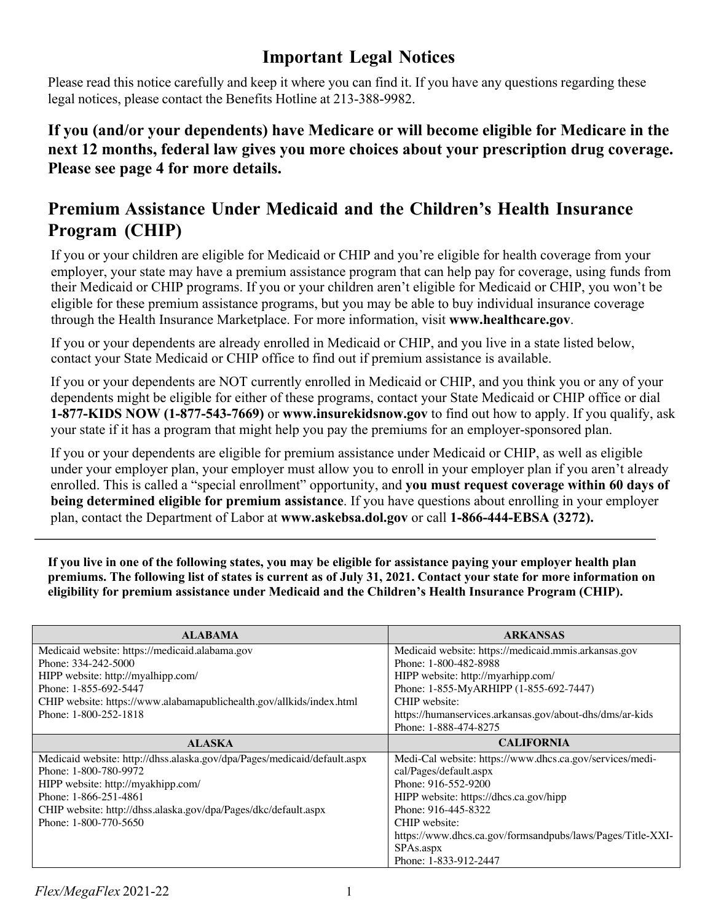# Important Legal Notices

Please read this notice carefully and keep it where you can find it. If you have any questions regarding these legal notices, please contact the Benefits Hotline at 213-388-9982.

**If you (and/or your dependents) have Medicare or will become eligible for Medicare in the next 12 months, federal law gives you more choices about your prescription drug coverage. Please see page 4 for more details.**

## Premium Assistance Under Medicaid and the Children's Health Insurance Program (CHIP)

If you or your children are eligible for Medicaid or CHIP and you're eligible for health coverage from your employer, your state may have a premium assistance program that can help pay for coverage, using funds from their Medicaid or CHIP programs. If you or your children aren't eligible for Medicaid or CHIP, you won't be eligible for these premium assistance programs, but you may be able to buy individual insurance coverage through the Health Insurance Marketplace. For more information, visit **www.healthcare.gov**.

If you or your dependents are already enrolled in Medicaid or CHIP, and you live in a state listed below, contact your State Medicaid or CHIP office to find out if premium assistance is available.

If you or your dependents are NOT currently enrolled in Medicaid or CHIP, and you think you or any of your dependents might be eligible for either of these programs, contact your State Medicaid or CHIP office or dial **1-877-KIDS NOW (1-877-543-7669)** or **www.insurekidsnow.gov** to find out how to apply. If you qualify, ask your state if it has a program that might help you pay the premiums for an employer-sponsored plan.

If you or your dependents are eligible for premium assistance under Medicaid or CHIP, as well as eligible under your employer plan, your employer must allow you to enroll in your employer plan if you aren't already enrolled. This is called a "special enrollment" opportunity, and **you must request coverage within 60 days of being determined eligible for premium assistance**. If you have questions about enrolling in your employer plan, contact the Department of Labor at **www.askebsa.dol.gov** or call **1-866-444-EBSA (3272).**

---

**If you live in one of the following states, you may be eligible for assistance paying your employer health plan premiums. The following list of states is current as of July 31, 2021. Contact your state for more information on eligibility for premium assistance under Medicaid and the Children's Health Insurance Program (CHIP).**

| ALABAMA | ARKANSAS |
|---|---|
| Medicaid website: https://medicaid.alabama.gov<br>Phone: 334-242-5000<br>HIPP website: http://myalhipp.com/<br>Phone: 1-855-692-5447<br>CHIP website: https://www.alabamapublichealth.gov/allkids/index.html<br>Phone: 1-800-252-1818 | Medicaid website: https://medicaid.mmis.arkansas.gov<br>Phone: 1-800-482-8988<br>HIPP website: http://myarhipp.com/<br>Phone: 1-855-MyARHIPP (1-855-692-7447)<br>CHIP website:<br>https://humanservices.arkansas.gov/about-dhs/dms/ar-kids<br>Phone: 1-888-474-8275 |
| **ALASKA** | **CALIFORNIA** |
| Medicaid website: http://dhss.alaska.gov/dpa/Pages/medicaid/default.aspx<br>Phone: 1-800-780-9972<br>HIPP website: http://myakhipp.com/<br>Phone: 1-866-251-4861<br>CHIP website: http://dhss.alaska.gov/dpa/Pages/dkc/default.aspx<br>Phone: 1-800-770-5650 | Medi-Cal website: https://www.dhcs.ca.gov/services/medi-cal/Pages/default.aspx<br>Phone: 916-552-9200<br>HIPP website: https://dhcs.ca.gov/hipp<br>Phone: 916-445-8322<br>CHIP website:<br>https://www.dhcs.ca.gov/formsandpubs/laws/Pages/Title-XXI-SPAs.aspx<br>Phone: 1-833-912-2447 |

*Flex/MegaFlex* 2021-22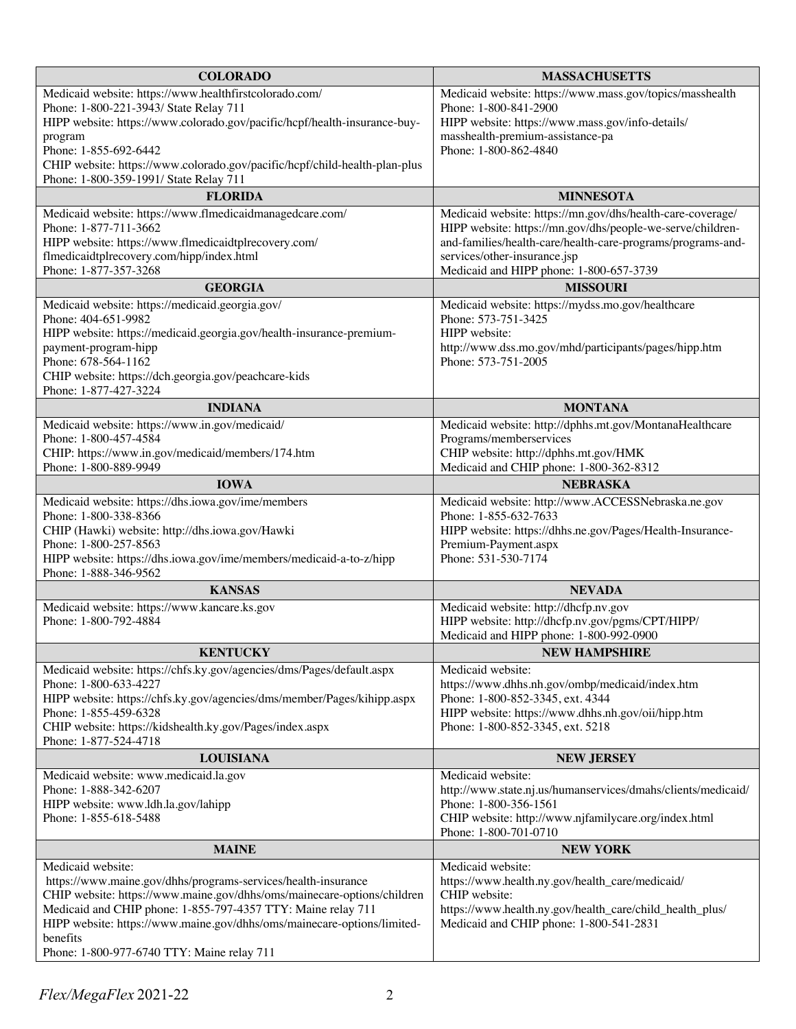| COLORADO | MASSACHUSETTS |
|---|---|
| Medicaid website: https://www.healthfirstcolorado.com/<br>Phone: 1-800-221-3943/ State Relay 711<br>HIPP website: https://www.colorado.gov/pacific/hcpf/health-insurance-buy-program<br>Phone: 1-855-692-6442<br>CHIP website: https://www.colorado.gov/pacific/hcpf/child-health-plan-plus<br>Phone: 1-800-359-1991/ State Relay 711 | Medicaid website: https://www.mass.gov/topics/masshealth<br>Phone: 1-800-841-2900<br>HIPP website: https://www.mass.gov/info-details/masshealth-premium-assistance-pa<br>Phone: 1-800-862-4840 |
| **FLORIDA** | **MINNESOTA** |
| Medicaid website: https://www.flmedicaidmanagedcare.com/<br>Phone: 1-877-711-3662<br>HIPP website: https://www.flmedicaidtplrecovery.com/flmedicaidtplrecovery.com/hipp/index.html<br>Phone: 1-877-357-3268 | Medicaid website: https://mn.gov/dhs/health-care-coverage/<br>HIPP website: https://mn.gov/dhs/people-we-serve/children-and-families/health-care/health-care-programs/programs-and-services/other-insurance.jsp<br>Medicaid and HIPP phone: 1-800-657-3739 |
| **GEORGIA** | **MISSOURI** |
| Medicaid website: https://medicaid.georgia.gov/<br>Phone: 404-651-9982<br>HIPP website: https://medicaid.georgia.gov/health-insurance-premium-payment-program-hipp<br>Phone: 678-564-1162<br>CHIP website: https://dch.georgia.gov/peachcare-kids<br>Phone: 1-877-427-3224 | Medicaid website: https://mydss.mo.gov/healthcare<br>Phone: 573-751-3425<br>HIPP website:<br>http://www.dss.mo.gov/mhd/participants/pages/hipp.htm<br>Phone: 573-751-2005 |
| **INDIANA** | **MONTANA** |
| Medicaid website: https://www.in.gov/medicaid/<br>Phone: 1-800-457-4584<br>CHIP: https://www.in.gov/medicaid/members/174.htm<br>Phone: 1-800-889-9949 | Medicaid website: http://dphhs.mt.gov/MontanaHealthcarePrograms/memberservices<br>CHIP website: http://dphhs.mt.gov/HMK<br>Medicaid and CHIP phone: 1-800-362-8312 |
| **IOWA** | **NEBRASKA** |
| Medicaid website: https://dhs.iowa.gov/ime/members<br>Phone: 1-800-338-8366<br>CHIP (Hawki) website: http://dhs.iowa.gov/Hawki<br>Phone: 1-800-257-8563<br>HIPP website: https://dhs.iowa.gov/ime/members/medicaid-a-to-z/hipp<br>Phone: 1-888-346-9562 | Medicaid website: http://www.ACCESSNebraska.ne.gov<br>Phone: 1-855-632-7633<br>HIPP website: https://dhhs.ne.gov/Pages/Health-Insurance-Premium-Payment.aspx<br>Phone: 531-530-7174 |
| **KANSAS** | **NEVADA** |
| Medicaid website: https://www.kancare.ks.gov<br>Phone: 1-800-792-4884 | Medicaid website: http://dhcfp.nv.gov<br>HIPP website: http://dhcfp.nv.gov/pgms/CPT/HIPP/<br>Medicaid and HIPP phone: 1-800-992-0900 |
| **KENTUCKY** | **NEW HAMPSHIRE** |
| Medicaid website: https://chfs.ky.gov/agencies/dms/Pages/default.aspx<br>Phone: 1-800-633-4227<br>HIPP website: https://chfs.ky.gov/agencies/dms/member/Pages/kihipp.aspx<br>Phone: 1-855-459-6328<br>CHIP website: https://kidshealth.ky.gov/Pages/index.aspx<br>Phone: 1-877-524-4718 | Medicaid website:<br>https://www.dhhs.nh.gov/ombp/medicaid/index.htm<br>Phone: 1-800-852-3345, ext. 4344<br>HIPP website: https://www.dhhs.nh.gov/oii/hipp.htm<br>Phone: 1-800-852-3345, ext. 5218 |
| **LOUISIANA** | **NEW JERSEY** |
| Medicaid website: www.medicaid.la.gov<br>Phone: 1-888-342-6207<br>HIPP website: www.ldh.la.gov/lahipp<br>Phone: 1-855-618-5488 | Medicaid website:<br>http://www.state.nj.us/humanservices/dmahs/clients/medicaid/<br>Phone: 1-800-356-1561<br>CHIP website: http://www.njfamilycare.org/index.html<br>Phone: 1-800-701-0710 |
| **MAINE** | **NEW YORK** |
| Medicaid website:<br>https://www.maine.gov/dhhs/programs-services/health-insurance<br>CHIP website: https://www.maine.gov/dhhs/oms/mainecare-options/children<br>Medicaid and CHIP phone: 1-855-797-4357 TTY: Maine relay 711<br>HIPP website: https://www.maine.gov/dhhs/oms/mainecare-options/limited-benefits<br>Phone: 1-800-977-6740 TTY: Maine relay 711 | Medicaid website:<br>https://www.health.ny.gov/health_care/medicaid/<br>CHIP website:<br>https://www.health.ny.gov/health_care/child_health_plus/<br>Medicaid and CHIP phone: 1-800-541-2831 |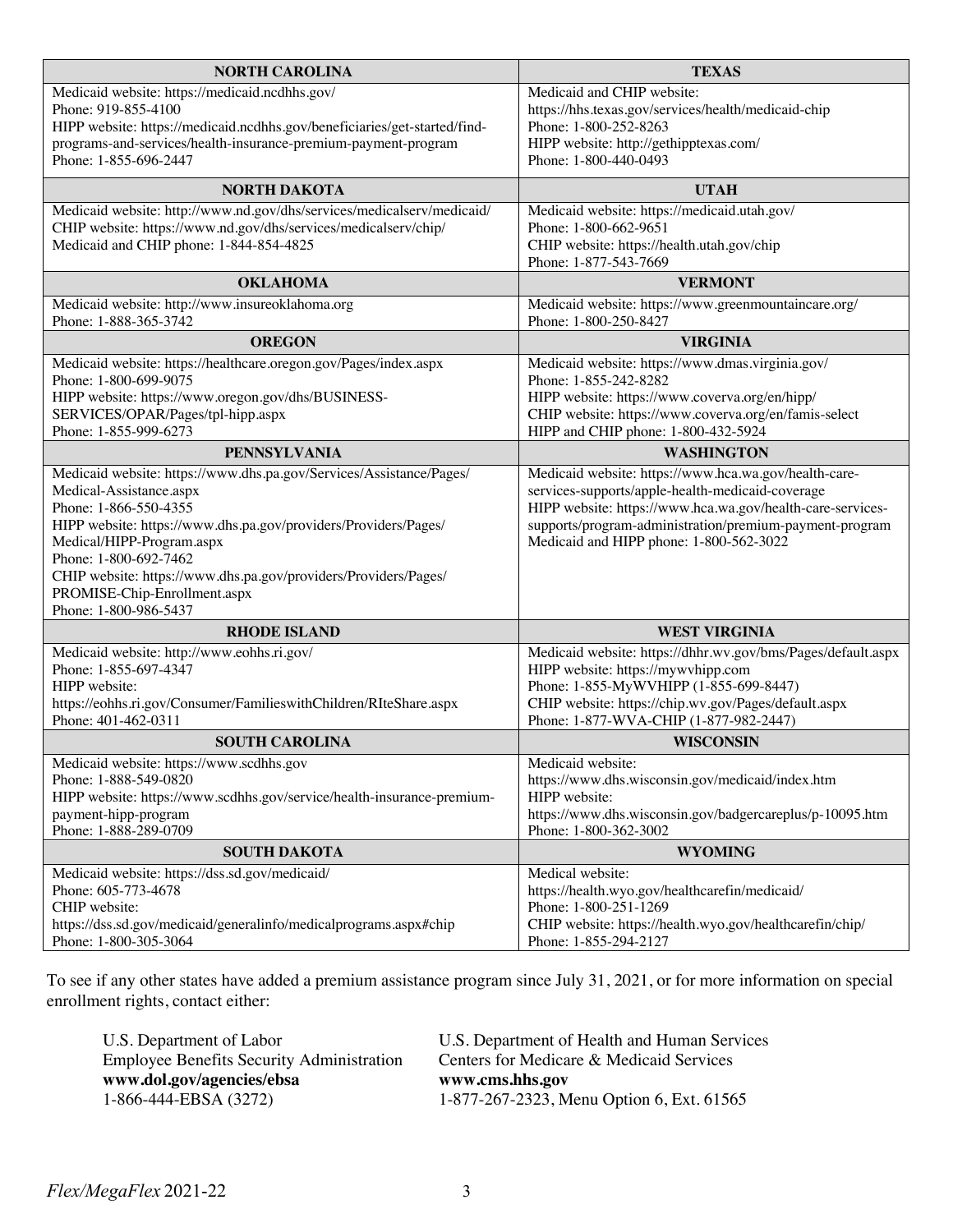| NORTH CAROLINA | TEXAS |
|---|---|
| Medicaid website: https://medicaid.ncdhhs.gov/<br>Phone: 919-855-4100<br>HIPP website: https://medicaid.ncdhhs.gov/beneficiaries/get-started/find-programs-and-services/health-insurance-premium-payment-program<br>Phone: 1-855-696-2447 | Medicaid and CHIP website:<br>https://hhs.texas.gov/services/health/medicaid-chip<br>Phone: 1-800-252-8263<br>HIPP website: http://gethipptexas.com/<br>Phone: 1-800-440-0493 |
| **NORTH DAKOTA** | **UTAH** |
| Medicaid website: http://www.nd.gov/dhs/services/medicalserv/medicaid/<br>CHIP website: https://www.nd.gov/dhs/services/medicalserv/chip/<br>Medicaid and CHIP phone: 1-844-854-4825 | Medicaid website: https://medicaid.utah.gov/<br>Phone: 1-800-662-9651<br>CHIP website: https://health.utah.gov/chip<br>Phone: 1-877-543-7669 |
| **OKLAHOMA** | **VERMONT** |
| Medicaid website: http://www.insureoklahoma.org<br>Phone: 1-888-365-3742 | Medicaid website: https://www.greenmountaincare.org/<br>Phone: 1-800-250-8427 |
| **OREGON** | **VIRGINIA** |
| Medicaid website: https://healthcare.oregon.gov/Pages/index.aspx<br>Phone: 1-800-699-9075<br>HIPP website: https://www.oregon.gov/dhs/BUSINESS-SERVICES/OPAR/Pages/tpl-hipp.aspx<br>Phone: 1-855-999-6273 | Medicaid website: https://www.dmas.virginia.gov/<br>Phone: 1-855-242-8282<br>HIPP website: https://www.coverva.org/en/hipp/<br>CHIP website: https://www.coverva.org/en/famis-select<br>HIPP and CHIP phone: 1-800-432-5924 |
| **PENNSYLVANIA** | **WASHINGTON** |
| Medicaid website: https://www.dhs.pa.gov/Services/Assistance/Pages/Medical-Assistance.aspx<br>Phone: 1-866-550-4355<br>HIPP website: https://www.dhs.pa.gov/providers/Providers/Pages/Medical/HIPP-Program.aspx<br>Phone: 1-800-692-7462<br>CHIP website: https://www.dhs.pa.gov/providers/Providers/Pages/PROMISE-Chip-Enrollment.aspx<br>Phone: 1-800-986-5437 | Medicaid website: https://www.hca.wa.gov/health-care-services-supports/apple-health-medicaid-coverage<br>HIPP website: https://www.hca.wa.gov/health-care-services-supports/program-administration/premium-payment-program<br>Medicaid and HIPP phone: 1-800-562-3022 |
| **RHODE ISLAND** | **WEST VIRGINIA** |
| Medicaid website: http://www.eohhs.ri.gov/<br>Phone: 1-855-697-4347<br>HIPP website:<br>https://eohhs.ri.gov/Consumer/FamilieswithChildren/RIteShare.aspx<br>Phone: 401-462-0311 | Medicaid website: https://dhhr.wv.gov/bms/Pages/default.aspx<br>HIPP website: https://mywvhipp.com<br>Phone: 1-855-MyWVHIPP (1-855-699-8447)<br>CHIP website: https://chip.wv.gov/Pages/default.aspx<br>Phone: 1-877-WVA-CHIP (1-877-982-2447) |
| **SOUTH CAROLINA** | **WISCONSIN** |
| Medicaid website: https://www.scdhhs.gov<br>Phone: 1-888-549-0820<br>HIPP website: https://www.scdhhs.gov/service/health-insurance-premium-payment-hipp-program<br>Phone: 1-888-289-0709 | Medicaid website:<br>https://www.dhs.wisconsin.gov/medicaid/index.htm<br>HIPP website:<br>https://www.dhs.wisconsin.gov/badgercareplus/p-10095.htm<br>Phone: 1-800-362-3002 |
| **SOUTH DAKOTA** | **WYOMING** |
| Medicaid website: https://dss.sd.gov/medicaid/<br>Phone: 605-773-4678<br>CHIP website:<br>https://dss.sd.gov/medicaid/generalinfo/medicalprograms.aspx#chip<br>Phone: 1-800-305-3064 | Medical website:<br>https://health.wyo.gov/healthcarefin/medicaid/<br>Phone: 1-800-251-1269<br>CHIP website: https://health.wyo.gov/healthcarefin/chip/<br>Phone: 1-855-294-2127 |

To see if any other states have added a premium assistance program since July 31, 2021, or for more information on special enrollment rights, contact either:

U.S. Department of Labor
Employee Benefits Security Administration
**www.dol.gov/agencies/ebsa**
1-866-444-EBSA (3272)

U.S. Department of Health and Human Services
Centers for Medicare & Medicaid Services
**www.cms.hhs.gov**
1-877-267-2323, Menu Option 6, Ext. 61565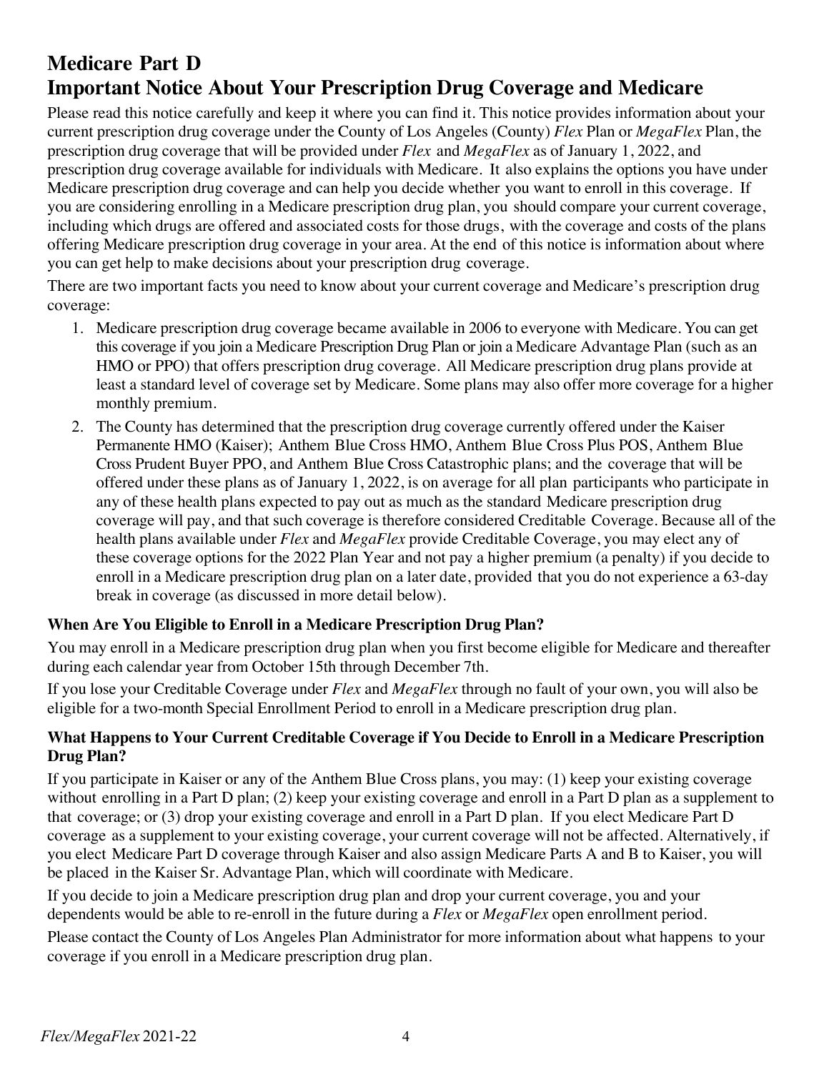# Medicare Part D

# Important Notice About Your Prescription Drug Coverage and Medicare

Please read this notice carefully and keep it where you can find it. This notice provides information about your current prescription drug coverage under the County of Los Angeles (County) *Flex* Plan or *MegaFlex* Plan, the prescription drug coverage that will be provided under *Flex* and *MegaFlex* as of January 1, 2022, and prescription drug coverage available for individuals with Medicare. It also explains the options you have under Medicare prescription drug coverage and can help you decide whether you want to enroll in this coverage. If you are considering enrolling in a Medicare prescription drug plan, you should compare your current coverage, including which drugs are offered and associated costs for those drugs, with the coverage and costs of the plans offering Medicare prescription drug coverage in your area. At the end of this notice is information about where you can get help to make decisions about your prescription drug coverage.

There are two important facts you need to know about your current coverage and Medicare's prescription drug coverage:

1. Medicare prescription drug coverage became available in 2006 to everyone with Medicare. You can get this coverage if you join a Medicare Prescription Drug Plan or join a Medicare Advantage Plan (such as an HMO or PPO) that offers prescription drug coverage. All Medicare prescription drug plans provide at least a standard level of coverage set by Medicare. Some plans may also offer more coverage for a higher monthly premium.
2. The County has determined that the prescription drug coverage currently offered under the Kaiser Permanente HMO (Kaiser); Anthem Blue Cross HMO, Anthem Blue Cross Plus POS, Anthem Blue Cross Prudent Buyer PPO, and Anthem Blue Cross Catastrophic plans; and the coverage that will be offered under these plans as of January 1, 2022, is on average for all plan participants who participate in any of these health plans expected to pay out as much as the standard Medicare prescription drug coverage will pay, and that such coverage is therefore considered Creditable Coverage. Because all of the health plans available under *Flex* and *MegaFlex* provide Creditable Coverage, you may elect any of these coverage options for the 2022 Plan Year and not pay a higher premium (a penalty) if you decide to enroll in a Medicare prescription drug plan on a later date, provided that you do not experience a 63-day break in coverage (as discussed in more detail below).

### When Are You Eligible to Enroll in a Medicare Prescription Drug Plan?

You may enroll in a Medicare prescription drug plan when you first become eligible for Medicare and thereafter during each calendar year from October 15th through December 7th.

If you lose your Creditable Coverage under *Flex* and *MegaFlex* through no fault of your own, you will also be eligible for a two-month Special Enrollment Period to enroll in a Medicare prescription drug plan.

### What Happens to Your Current Creditable Coverage if You Decide to Enroll in a Medicare Prescription Drug Plan?

If you participate in Kaiser or any of the Anthem Blue Cross plans, you may: (1) keep your existing coverage without enrolling in a Part D plan; (2) keep your existing coverage and enroll in a Part D plan as a supplement to that coverage; or (3) drop your existing coverage and enroll in a Part D plan. If you elect Medicare Part D coverage as a supplement to your existing coverage, your current coverage will not be affected. Alternatively, if you elect Medicare Part D coverage through Kaiser and also assign Medicare Parts A and B to Kaiser, you will be placed in the Kaiser Sr. Advantage Plan, which will coordinate with Medicare.

If you decide to join a Medicare prescription drug plan and drop your current coverage, you and your dependents would be able to re-enroll in the future during a *Flex* or *MegaFlex* open enrollment period.

Please contact the County of Los Angeles Plan Administrator for more information about what happens to your coverage if you enroll in a Medicare prescription drug plan.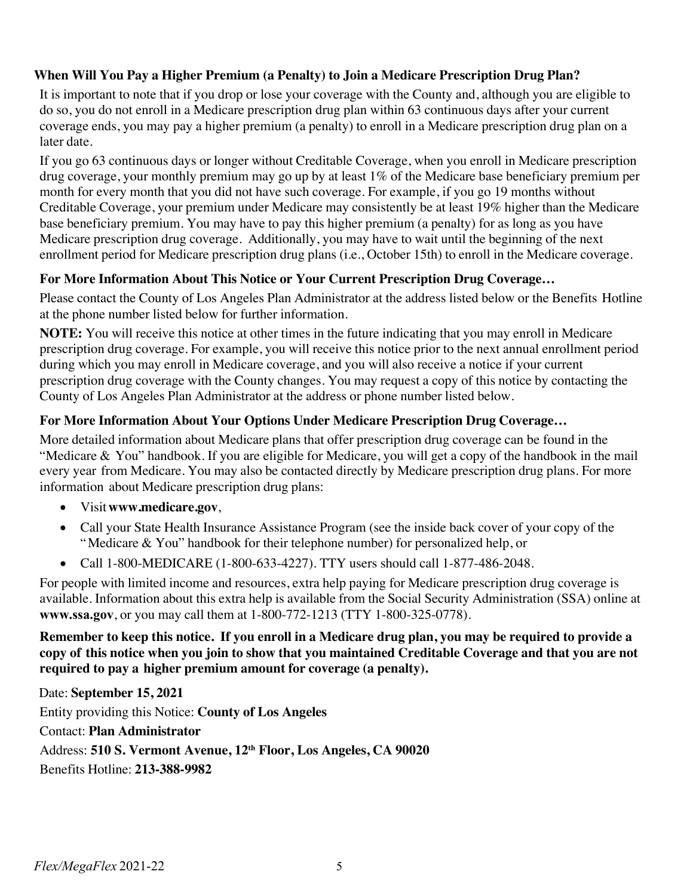### When Will You Pay a Higher Premium (a Penalty) to Join a Medicare Prescription Drug Plan?

It is important to note that if you drop or lose your coverage with the County and, although you are eligible to do so, you do not enroll in a Medicare prescription drug plan within 63 continuous days after your current coverage ends, you may pay a higher premium (a penalty) to enroll in a Medicare prescription drug plan on a later date.

If you go 63 continuous days or longer without Creditable Coverage, when you enroll in Medicare prescription drug coverage, your monthly premium may go up by at least 1% of the Medicare base beneficiary premium per month for every month that you did not have such coverage. For example, if you go 19 months without Creditable Coverage, your premium under Medicare may consistently be at least 19% higher than the Medicare base beneficiary premium. You may have to pay this higher premium (a penalty) for as long as you have Medicare prescription drug coverage. Additionally, you may have to wait until the beginning of the next enrollment period for Medicare prescription drug plans (i.e., October 15th) to enroll in the Medicare coverage.

### For More Information About This Notice or Your Current Prescription Drug Coverage…

Please contact the County of Los Angeles Plan Administrator at the address listed below or the Benefits Hotline at the phone number listed below for further information.

**NOTE:** You will receive this notice at other times in the future indicating that you may enroll in Medicare prescription drug coverage. For example, you will receive this notice prior to the next annual enrollment period during which you may enroll in Medicare coverage, and you will also receive a notice if your current prescription drug coverage with the County changes. You may request a copy of this notice by contacting the County of Los Angeles Plan Administrator at the address or phone number listed below.

### For More Information About Your Options Under Medicare Prescription Drug Coverage…

More detailed information about Medicare plans that offer prescription drug coverage can be found in the "Medicare & You" handbook. If you are eligible for Medicare, you will get a copy of the handbook in the mail every year from Medicare. You may also be contacted directly by Medicare prescription drug plans. For more information about Medicare prescription drug plans:

- Visit **www.medicare.gov**,
- Call your State Health Insurance Assistance Program (see the inside back cover of your copy of the "Medicare & You" handbook for their telephone number) for personalized help, or
- Call 1-800-MEDICARE (1-800-633-4227). TTY users should call 1-877-486-2048.

For people with limited income and resources, extra help paying for Medicare prescription drug coverage is available. Information about this extra help is available from the Social Security Administration (SSA) online at **www.ssa.gov**, or you may call them at 1-800-772-1213 (TTY 1-800-325-0778).

**Remember to keep this notice. If you enroll in a Medicare drug plan, you may be required to provide a copy of this notice when you join to show that you maintained Creditable Coverage and that you are not required to pay a higher premium amount for coverage (a penalty).**

Date: **September 15, 2021**

Entity providing this Notice: **County of Los Angeles**

Contact: **Plan Administrator**

Address: **510 S. Vermont Avenue, 12th Floor, Los Angeles, CA 90020**

Benefits Hotline: **213-388-9982**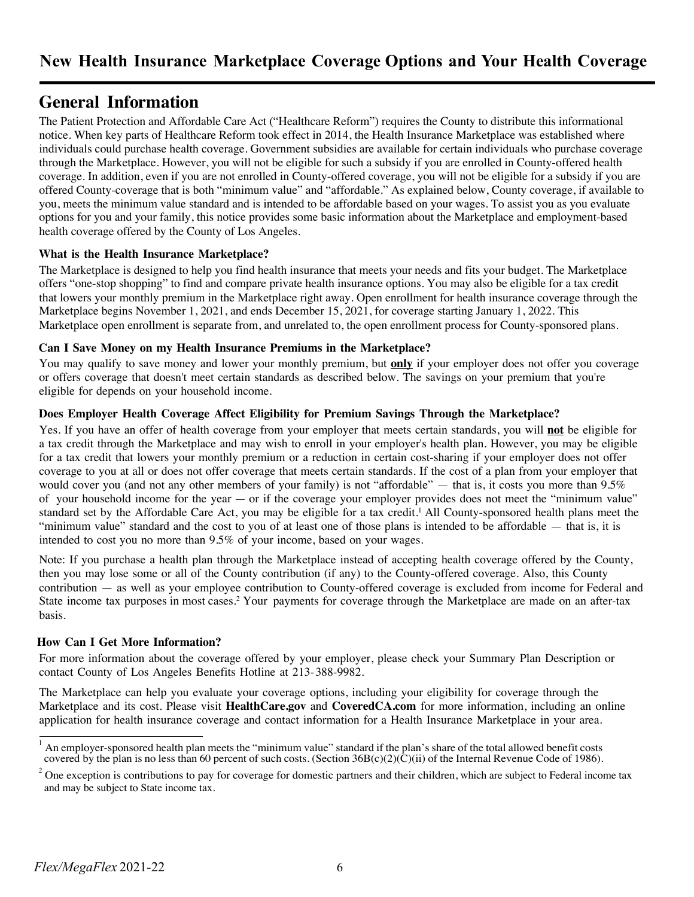# New Health Insurance Marketplace Coverage Options and Your Health Coverage

## General Information

The Patient Protection and Affordable Care Act ("Healthcare Reform") requires the County to distribute this informational notice. When key parts of Healthcare Reform took effect in 2014, the Health Insurance Marketplace was established where individuals could purchase health coverage. Government subsidies are available for certain individuals who purchase coverage through the Marketplace. However, you will not be eligible for such a subsidy if you are enrolled in County-offered health coverage. In addition, even if you are not enrolled in County-offered coverage, you will not be eligible for a subsidy if you are offered County-coverage that is both "minimum value" and "affordable." As explained below, County coverage, if available to you, meets the minimum value standard and is intended to be affordable based on your wages. To assist you as you evaluate options for you and your family, this notice provides some basic information about the Marketplace and employment-based health coverage offered by the County of Los Angeles.

### What is the Health Insurance Marketplace?

The Marketplace is designed to help you find health insurance that meets your needs and fits your budget. The Marketplace offers "one-stop shopping" to find and compare private health insurance options. You may also be eligible for a tax credit that lowers your monthly premium in the Marketplace right away. Open enrollment for health insurance coverage through the Marketplace begins November 1, 2021, and ends December 15, 2021, for coverage starting January 1, 2022. This Marketplace open enrollment is separate from, and unrelated to, the open enrollment process for County-sponsored plans.

### Can I Save Money on my Health Insurance Premiums in the Marketplace?

You may qualify to save money and lower your monthly premium, but **only** if your employer does not offer you coverage or offers coverage that doesn't meet certain standards as described below. The savings on your premium that you're eligible for depends on your household income.

### Does Employer Health Coverage Affect Eligibility for Premium Savings Through the Marketplace?

Yes. If you have an offer of health coverage from your employer that meets certain standards, you will **not** be eligible for a tax credit through the Marketplace and may wish to enroll in your employer's health plan. However, you may be eligible for a tax credit that lowers your monthly premium or a reduction in certain cost-sharing if your employer does not offer coverage to you at all or does not offer coverage that meets certain standards. If the cost of a plan from your employer that would cover you (and not any other members of your family) is not "affordable" — that is, it costs you more than 9.5% of your household income for the year — or if the coverage your employer provides does not meet the "minimum value" standard set by the Affordable Care Act, you may be eligible for a tax credit.[1] All County-sponsored health plans meet the "minimum value" standard and the cost to you of at least one of those plans is intended to be affordable — that is, it is intended to cost you no more than 9.5% of your income, based on your wages.

Note: If you purchase a health plan through the Marketplace instead of accepting health coverage offered by the County, then you may lose some or all of the County contribution (if any) to the County-offered coverage. Also, this County contribution — as well as your employee contribution to County-offered coverage is excluded from income for Federal and State income tax purposes in most cases.[2] Your payments for coverage through the Marketplace are made on an after-tax basis.

### How Can I Get More Information?

For more information about the coverage offered by your employer, please check your Summary Plan Description or contact County of Los Angeles Benefits Hotline at 213-388-9982.

The Marketplace can help you evaluate your coverage options, including your eligibility for coverage through the Marketplace and its cost. Please visit **HealthCare.gov** and **CoveredCA.com** for more information, including an online application for health insurance coverage and contact information for a Health Insurance Marketplace in your area.

---

[1] An employer-sponsored health plan meets the "minimum value" standard if the plan's share of the total allowed benefit costs covered by the plan is no less than 60 percent of such costs. (Section 36B(c)(2)(C)(ii) of the Internal Revenue Code of 1986).

[2] One exception is contributions to pay for coverage for domestic partners and their children, which are subject to Federal income tax and may be subject to State income tax.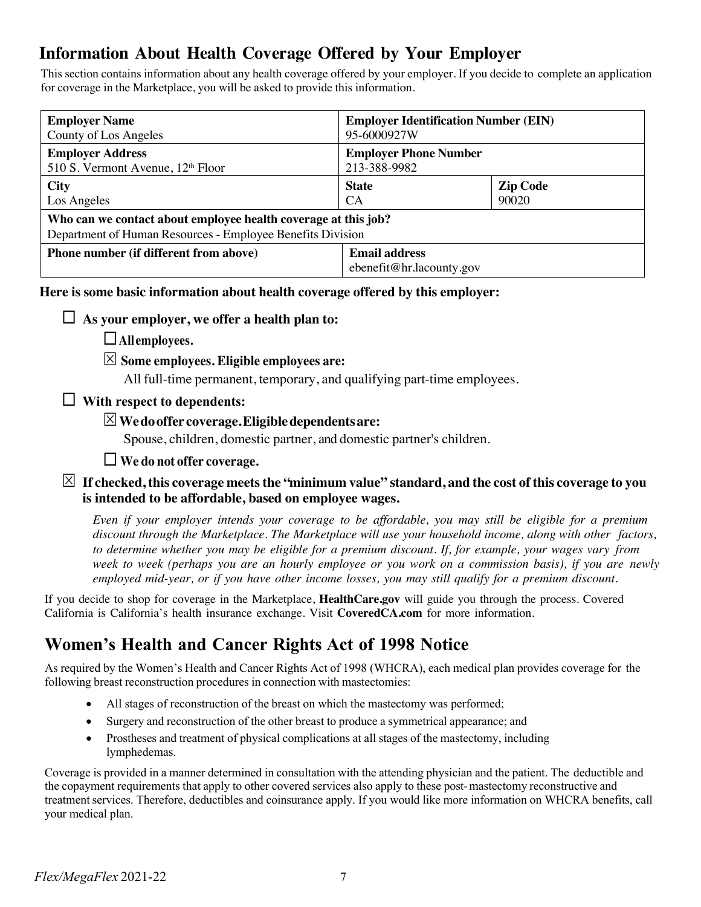## Information About Health Coverage Offered by Your Employer

This section contains information about any health coverage offered by your employer. If you decide to complete an application for coverage in the Marketplace, you will be asked to provide this information.

| | | |
|---|---|---|
| **Employer Name**<br>County of Los Angeles | **Employer Identification Number (EIN)**<br>95-6000927W | |
| **Employer Address**<br>510 S. Vermont Avenue, 12th Floor | **Employer Phone Number**<br>213-388-9982 | |
| **City**<br>Los Angeles | **State**<br>CA | **Zip Code**<br>90020 |
| **Who can we contact about employee health coverage at this job?**<br>Department of Human Resources - Employee Benefits Division | | |
| **Phone number (if different from above)** | **Email address**<br>ebenefit@hr.lacounty.gov | |

**Here is some basic information about health coverage offered by this employer:**

☐ **As your employer, we offer a health plan to:**

- ☐ **All employees.**
- ☒ **Some employees. Eligible employees are:**

  All full-time permanent, temporary, and qualifying part-time employees.

☐ **With respect to dependents:**

- ☒ **We do offer coverage. Eligible dependents are:**

  Spouse, children, domestic partner, and domestic partner's children.

- ☐ **We do not offer coverage.**

☒ **If checked, this coverage meets the "minimum value" standard, and the cost of this coverage to you is intended to be affordable, based on employee wages.**

*Even if your employer intends your coverage to be affordable, you may still be eligible for a premium discount through the Marketplace. The Marketplace will use your household income, along with other factors, to determine whether you may be eligible for a premium discount. If, for example, your wages vary from week to week (perhaps you are an hourly employee or you work on a commission basis), if you are newly employed mid-year, or if you have other income losses, you may still qualify for a premium discount.*

If you decide to shop for coverage in the Marketplace, **HealthCare.gov** will guide you through the process. Covered California is California's health insurance exchange. Visit **CoveredCA.com** for more information.

## Women's Health and Cancer Rights Act of 1998 Notice

As required by the Women's Health and Cancer Rights Act of 1998 (WHCRA), each medical plan provides coverage for the following breast reconstruction procedures in connection with mastectomies:

- All stages of reconstruction of the breast on which the mastectomy was performed;
- Surgery and reconstruction of the other breast to produce a symmetrical appearance; and
- Prostheses and treatment of physical complications at all stages of the mastectomy, including lymphedemas.

Coverage is provided in a manner determined in consultation with the attending physician and the patient. The deductible and the copayment requirements that apply to other covered services also apply to these post-mastectomy reconstructive and treatment services. Therefore, deductibles and coinsurance apply. If you would like more information on WHCRA benefits, call your medical plan.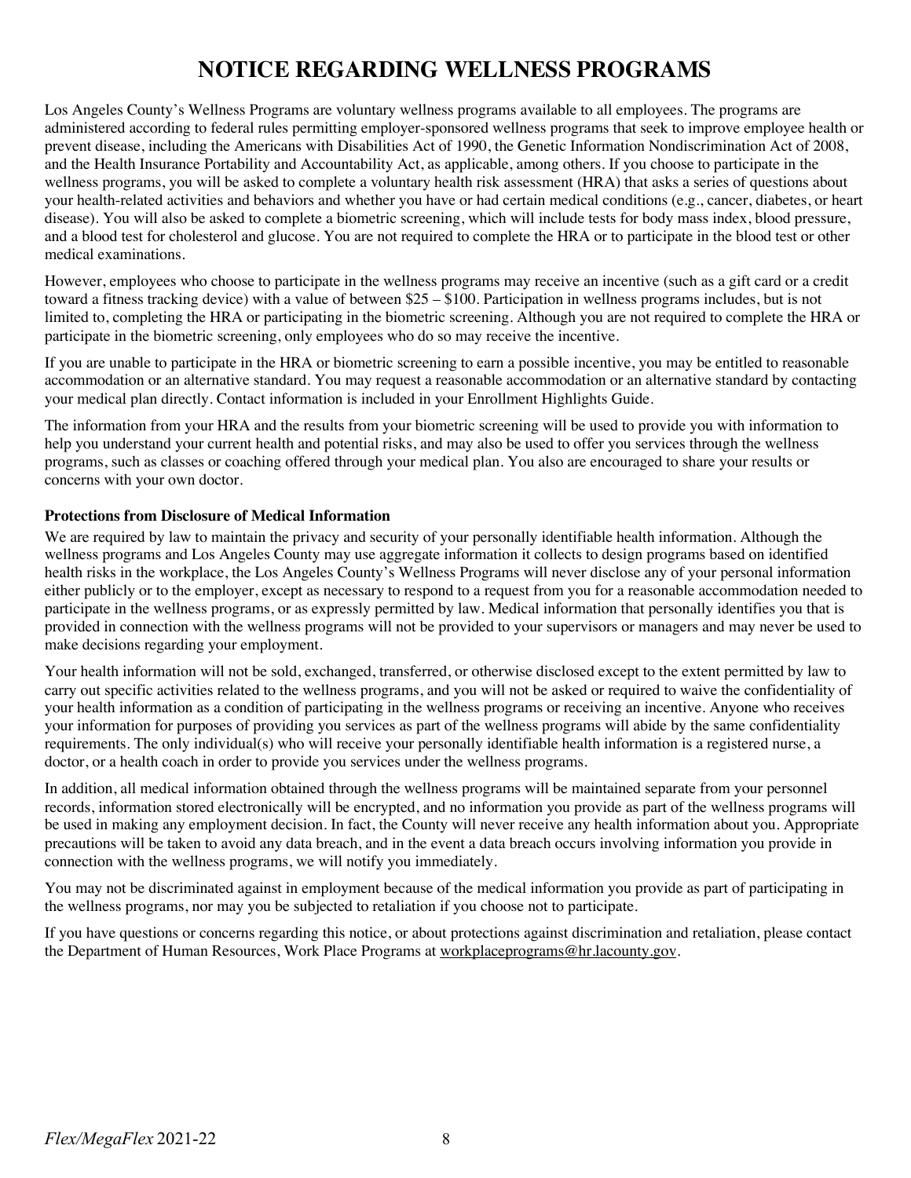# NOTICE REGARDING WELLNESS PROGRAMS

Los Angeles County's Wellness Programs are voluntary wellness programs available to all employees. The programs are administered according to federal rules permitting employer-sponsored wellness programs that seek to improve employee health or prevent disease, including the Americans with Disabilities Act of 1990, the Genetic Information Nondiscrimination Act of 2008, and the Health Insurance Portability and Accountability Act, as applicable, among others. If you choose to participate in the wellness programs, you will be asked to complete a voluntary health risk assessment (HRA) that asks a series of questions about your health-related activities and behaviors and whether you have or had certain medical conditions (e.g., cancer, diabetes, or heart disease). You will also be asked to complete a biometric screening, which will include tests for body mass index, blood pressure, and a blood test for cholesterol and glucose. You are not required to complete the HRA or to participate in the blood test or other medical examinations.

However, employees who choose to participate in the wellness programs may receive an incentive (such as a gift card or a credit toward a fitness tracking device) with a value of between $25 – $100. Participation in wellness programs includes, but is not limited to, completing the HRA or participating in the biometric screening. Although you are not required to complete the HRA or participate in the biometric screening, only employees who do so may receive the incentive.

If you are unable to participate in the HRA or biometric screening to earn a possible incentive, you may be entitled to reasonable accommodation or an alternative standard. You may request a reasonable accommodation or an alternative standard by contacting your medical plan directly. Contact information is included in your Enrollment Highlights Guide.

The information from your HRA and the results from your biometric screening will be used to provide you with information to help you understand your current health and potential risks, and may also be used to offer you services through the wellness programs, such as classes or coaching offered through your medical plan. You also are encouraged to share your results or concerns with your own doctor.

**Protections from Disclosure of Medical Information**

We are required by law to maintain the privacy and security of your personally identifiable health information. Although the wellness programs and Los Angeles County may use aggregate information it collects to design programs based on identified health risks in the workplace, the Los Angeles County's Wellness Programs will never disclose any of your personal information either publicly or to the employer, except as necessary to respond to a request from you for a reasonable accommodation needed to participate in the wellness programs, or as expressly permitted by law. Medical information that personally identifies you that is provided in connection with the wellness programs will not be provided to your supervisors or managers and may never be used to make decisions regarding your employment.

Your health information will not be sold, exchanged, transferred, or otherwise disclosed except to the extent permitted by law to carry out specific activities related to the wellness programs, and you will not be asked or required to waive the confidentiality of your health information as a condition of participating in the wellness programs or receiving an incentive. Anyone who receives your information for purposes of providing you services as part of the wellness programs will abide by the same confidentiality requirements. The only individual(s) who will receive your personally identifiable health information is a registered nurse, a doctor, or a health coach in order to provide you services under the wellness programs.

In addition, all medical information obtained through the wellness programs will be maintained separate from your personnel records, information stored electronically will be encrypted, and no information you provide as part of the wellness programs will be used in making any employment decision. In fact, the County will never receive any health information about you. Appropriate precautions will be taken to avoid any data breach, and in the event a data breach occurs involving information you provide in connection with the wellness programs, we will notify you immediately.

You may not be discriminated against in employment because of the medical information you provide as part of participating in the wellness programs, nor may you be subjected to retaliation if you choose not to participate.

If you have questions or concerns regarding this notice, or about protections against discrimination and retaliation, please contact the Department of Human Resources, Work Place Programs at workplaceprograms@hr.lacounty.gov.